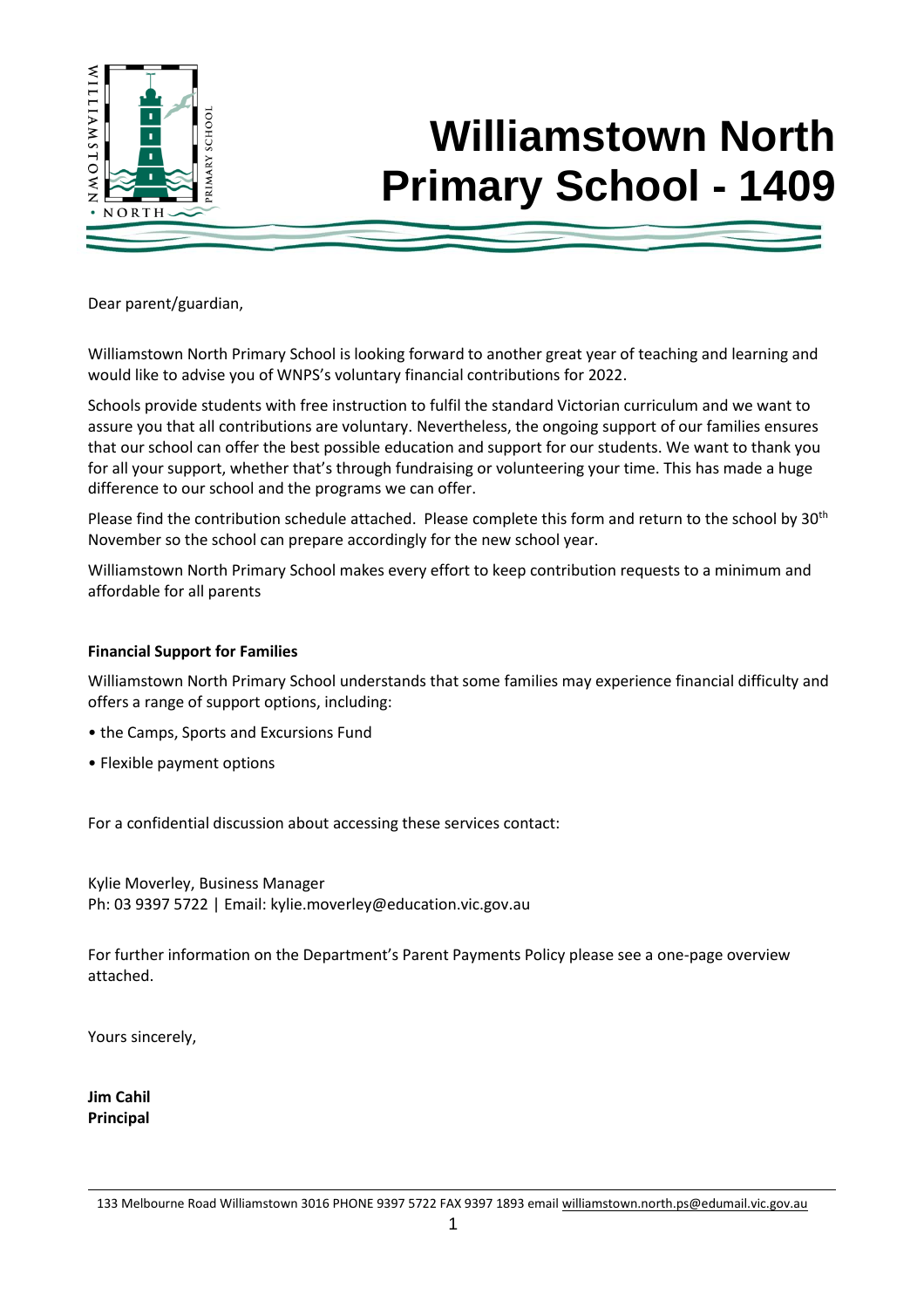# Williamstown North Primary School - 1409

Dear parent/guardian,

Williamstown North Primary School is looking forward to another great year of teaching and learning and would like to advise you of WNPS's voluntary financial contributions for 2022.

Schools provide students with free instruction to fulfil the standard Victorian curriculum and we want to assure you that all contributions are voluntary. Nevertheless, the ongoing support of our families ensures that our school can offer the best possible education and support for our students. We want to thank you for all your support, whether that's through fundraising or volunteering your time. This has made a huge difference to our school and the programs we can offer.

Please find the contribution schedule attached. Please complete this form and return to the school by 30th November so the school can prepare accordingly for the new school year.

Williamstown North Primary School makes every effort to keep contribution requests to a minimum and affordable for all parents

**Financial Support for Families**

Williamstown North Primary School understands that some families may experience financial difficulty and offers a range of support options, including:

- the Camps, Sports and Excursions Fund
- Flexible payment options

For a confidential discussion about accessing these services contact:

Kylie Moverley, Business Manager
Ph: 03 9397 5722 | Email: kylie.moverley@education.vic.gov.au

For further information on the Department's Parent Payments Policy please see a one-page overview attached.

Yours sincerely,

**Jim Cahil**
**Principal**

133 Melbourne Road Williamstown 3016 PHONE 9397 5722 FAX 9397 1893 email williamstown.north.ps@edumail.vic.gov.au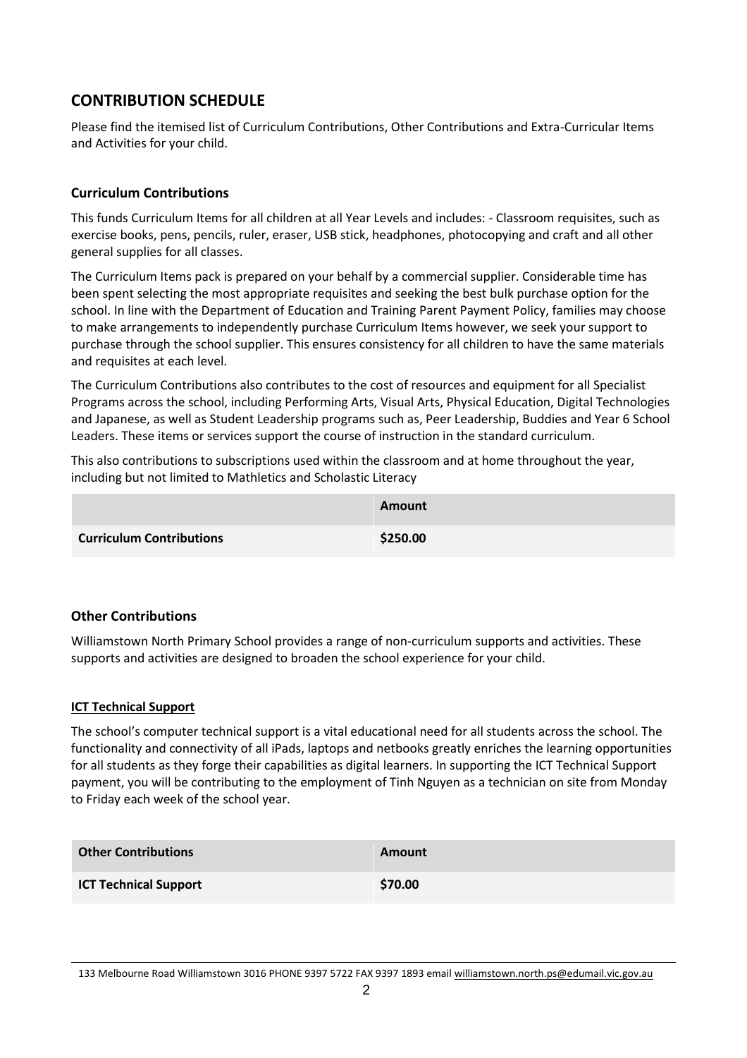## CONTRIBUTION SCHEDULE

Please find the itemised list of Curriculum Contributions, Other Contributions and Extra-Curricular Items and Activities for your child.

### Curriculum Contributions

This funds Curriculum Items for all children at all Year Levels and includes: - Classroom requisites, such as exercise books, pens, pencils, ruler, eraser, USB stick, headphones, photocopying and craft and all other general supplies for all classes.

The Curriculum Items pack is prepared on your behalf by a commercial supplier. Considerable time has been spent selecting the most appropriate requisites and seeking the best bulk purchase option for the school. In line with the Department of Education and Training Parent Payment Policy, families may choose to make arrangements to independently purchase Curriculum Items however, we seek your support to purchase through the school supplier. This ensures consistency for all children to have the same materials and requisites at each level.

The Curriculum Contributions also contributes to the cost of resources and equipment for all Specialist Programs across the school, including Performing Arts, Visual Arts, Physical Education, Digital Technologies and Japanese, as well as Student Leadership programs such as, Peer Leadership, Buddies and Year 6 School Leaders. These items or services support the course of instruction in the standard curriculum.

This also contributions to subscriptions used within the classroom and at home throughout the year, including but not limited to Mathletics and Scholastic Literacy

| | **Amount** |
|---|---|
| **Curriculum Contributions** | **$250.00** |

### Other Contributions

Williamstown North Primary School provides a range of non-curriculum supports and activities. These supports and activities are designed to broaden the school experience for your child.

**ICT Technical Support**

The school's computer technical support is a vital educational need for all students across the school. The functionality and connectivity of all iPads, laptops and netbooks greatly enriches the learning opportunities for all students as they forge their capabilities as digital learners. In supporting the ICT Technical Support payment, you will be contributing to the employment of Tinh Nguyen as a technician on site from Monday to Friday each week of the school year.

| **Other Contributions** | **Amount** |
|---|---|
| **ICT Technical Support** | **$70.00** |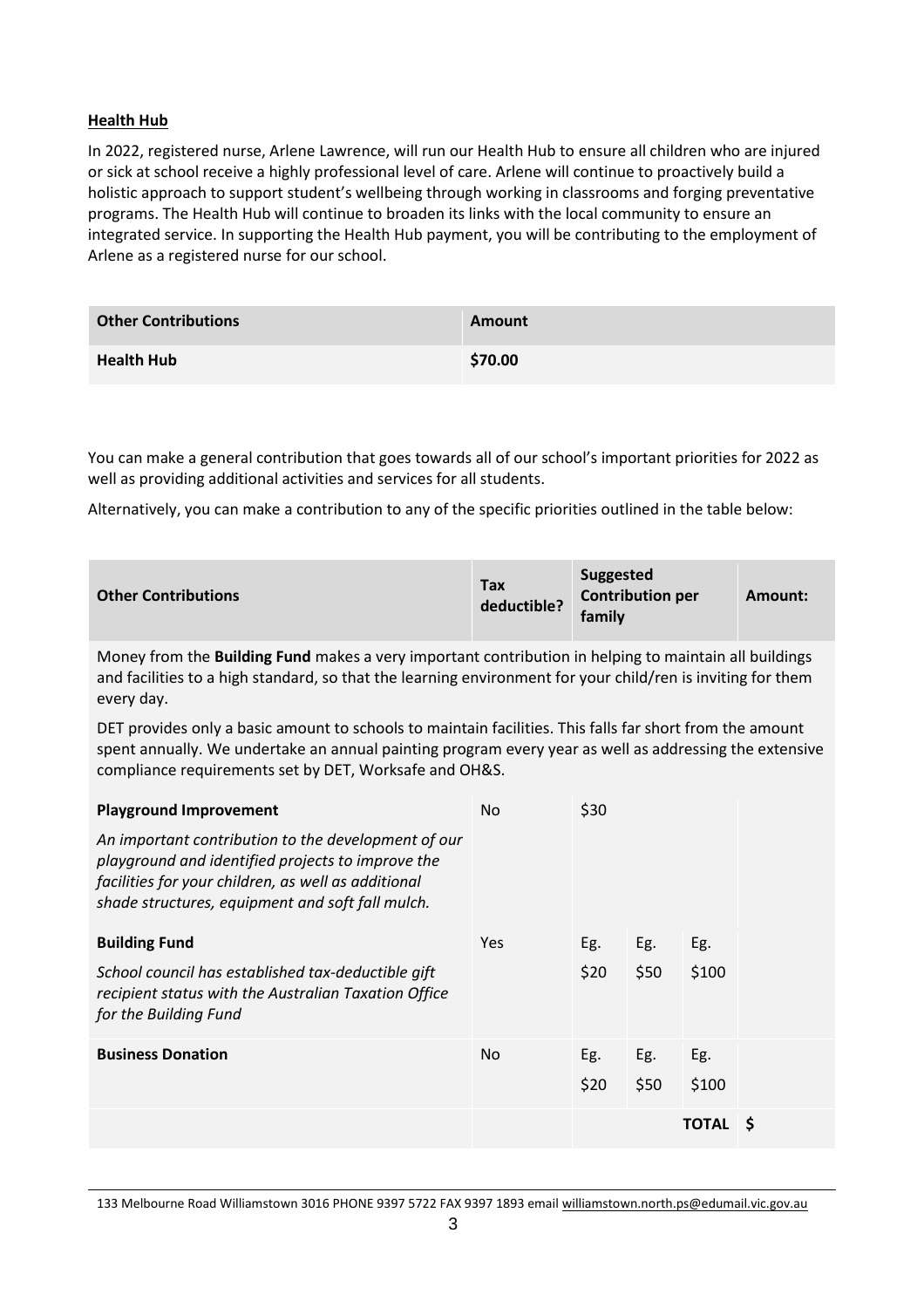**Health Hub**

In 2022, registered nurse, Arlene Lawrence, will run our Health Hub to ensure all children who are injured or sick at school receive a highly professional level of care. Arlene will continue to proactively build a holistic approach to support student's wellbeing through working in classrooms and forging preventative programs. The Health Hub will continue to broaden its links with the local community to ensure an integrated service. In supporting the Health Hub payment, you will be contributing to the employment of Arlene as a registered nurse for our school.

| Other Contributions | Amount |
|---|---|
| **Health Hub** | **$70.00** |

You can make a general contribution that goes towards all of our school's important priorities for 2022 as well as providing additional activities and services for all students.

Alternatively, you can make a contribution to any of the specific priorities outlined in the table below:

| Other Contributions | Tax deductible? | Suggested Contribution per family | | | Amount: |
|---|---|---|---|---|---|
| Money from the **Building Fund** makes a very important contribution in helping to maintain all buildings and facilities to a high standard, so that the learning environment for your child/ren is inviting for them every day. DET provides only a basic amount to schools to maintain facilities. This falls far short from the amount spent annually. We undertake an annual painting program every year as well as addressing the extensive compliance requirements set by DET, Worksafe and OH&S. | | | | | |
| **Playground Improvement** *An important contribution to the development of our playground and identified projects to improve the facilities for your children, as well as additional shade structures, equipment and soft fall mulch.* | No | $30 | | | |
| **Building Fund** *School council has established tax-deductible gift recipient status with the Australian Taxation Office for the Building Fund* | Yes | Eg. $20 | Eg. $50 | Eg. $100 | |
| **Business Donation** | No | Eg. $20 | Eg. $50 | Eg. $100 | |
| | | | | **TOTAL** | **$** |

133 Melbourne Road Williamstown 3016 PHONE 9397 5722 FAX 9397 1893 email williamstown.north.ps@edumail.vic.gov.au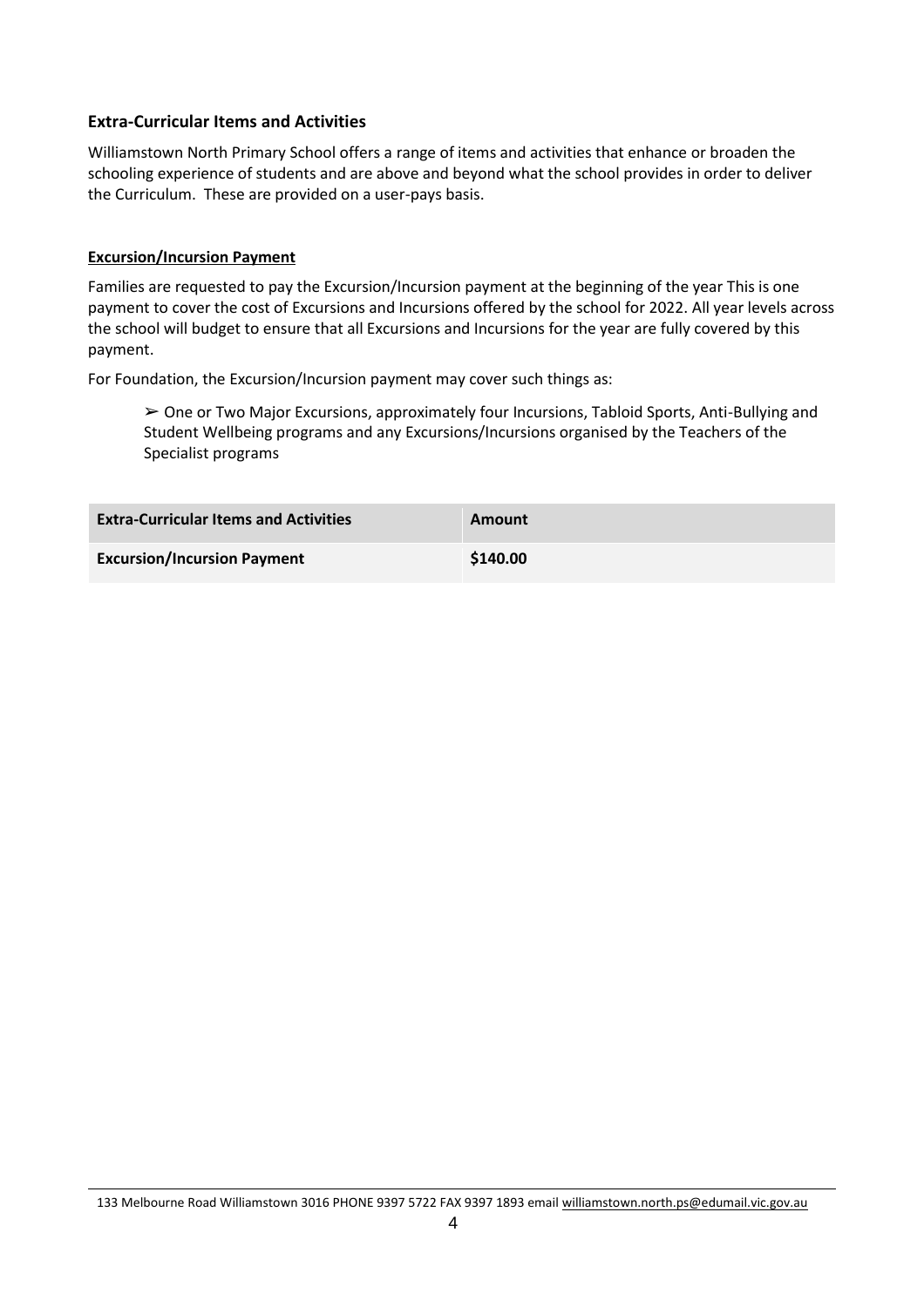## Extra-Curricular Items and Activities

Williamstown North Primary School offers a range of items and activities that enhance or broaden the schooling experience of students and are above and beyond what the school provides in order to deliver the Curriculum. These are provided on a user-pays basis.

**Excursion/Incursion Payment**

Families are requested to pay the Excursion/Incursion payment at the beginning of the year This is one payment to cover the cost of Excursions and Incursions offered by the school for 2022. All year levels across the school will budget to ensure that all Excursions and Incursions for the year are fully covered by this payment.

For Foundation, the Excursion/Incursion payment may cover such things as:

- ➢ One or Two Major Excursions, approximately four Incursions, Tabloid Sports, Anti-Bullying and Student Wellbeing programs and any Excursions/Incursions organised by the Teachers of the Specialist programs

| Extra-Curricular Items and Activities | Amount |
|---|---|
| **Excursion/Incursion Payment** | **$140.00** |

133 Melbourne Road Williamstown 3016 PHONE 9397 5722 FAX 9397 1893 email williamstown.north.ps@edumail.vic.gov.au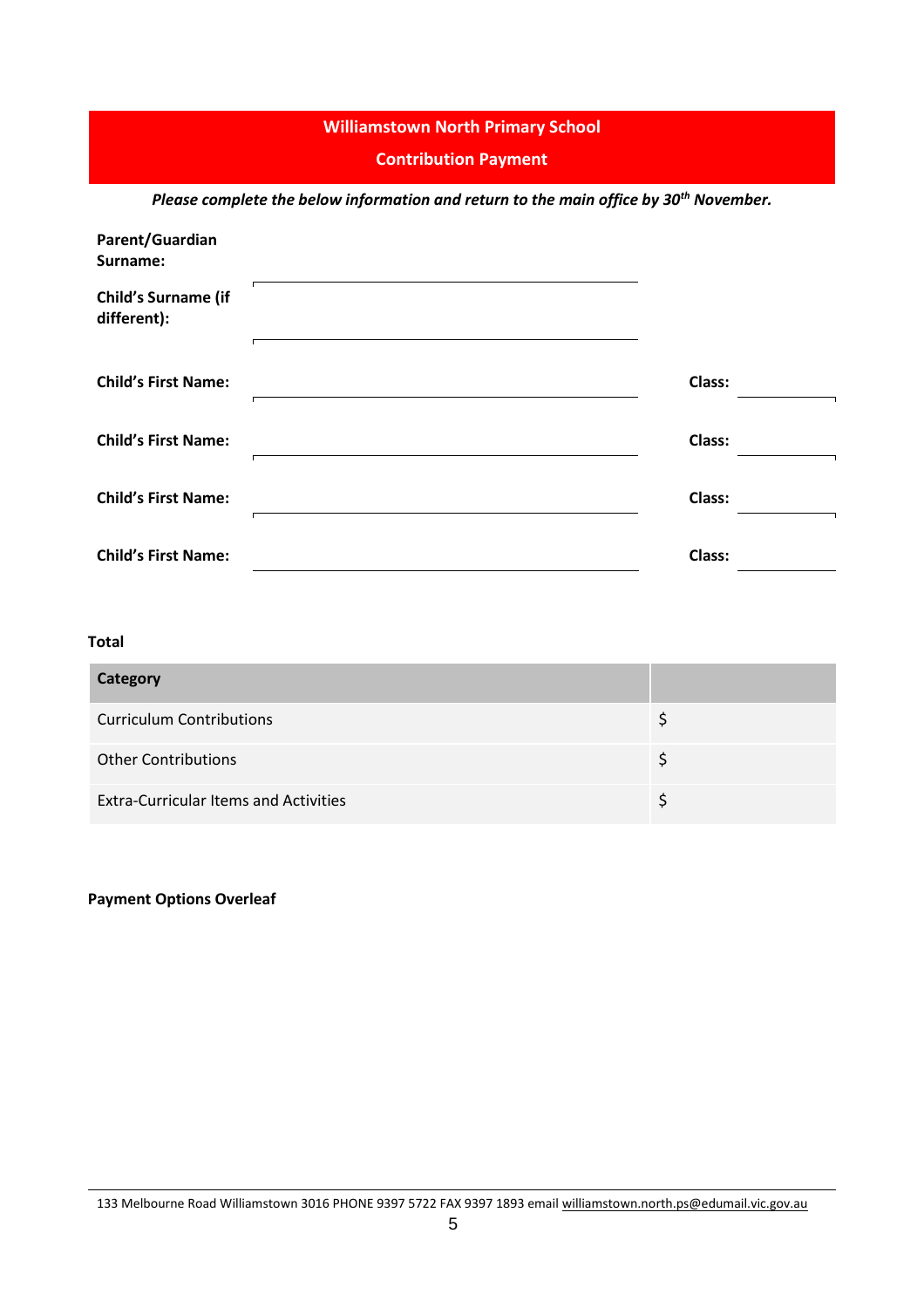## Williamstown North Primary School

## Contribution Payment

***Please complete the below information and return to the main office by 30th November.***

**Parent/Guardian Surname:** ______________________________

**Child's Surname (if different):** ______________________________

**Child's First Name:** ______________________________ **Class:** __________

**Child's First Name:** ______________________________ **Class:** __________

**Child's First Name:** ______________________________ **Class:** __________

**Child's First Name:** ______________________________ **Class:** __________

**Total**

| Category | |
|---|---|
| Curriculum Contributions | $ |
| Other Contributions | $ |
| Extra-Curricular Items and Activities | $ |

**Payment Options Overleaf**

133 Melbourne Road Williamstown 3016 PHONE 9397 5722 FAX 9397 1893 email williamstown.north.ps@edumail.vic.gov.au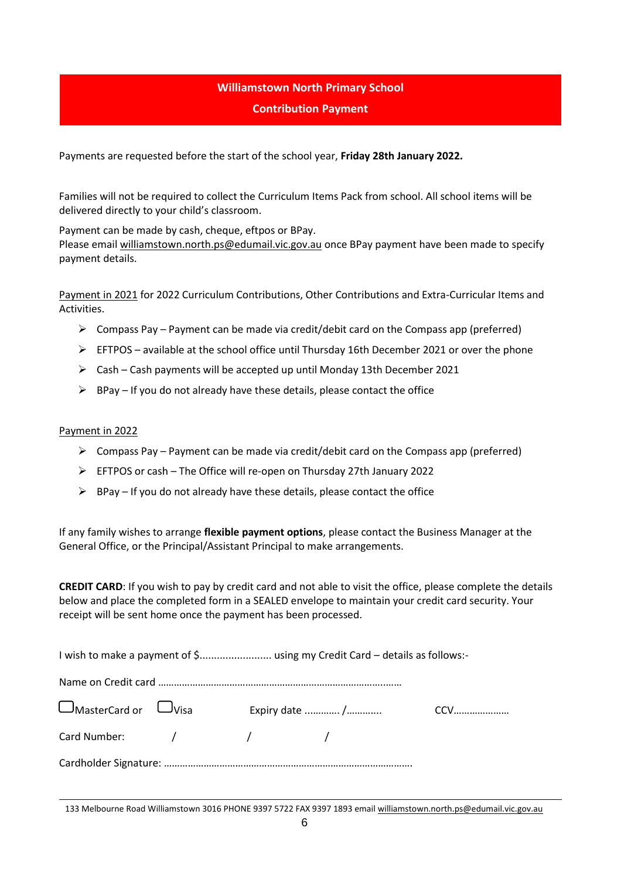# Williamstown North Primary School

## Contribution Payment

Payments are requested before the start of the school year, **Friday 28th January 2022.**

Families will not be required to collect the Curriculum Items Pack from school. All school items will be delivered directly to your child's classroom.

Payment can be made by cash, cheque, eftpos or BPay.
Please email williamstown.north.ps@edumail.vic.gov.au once BPay payment have been made to specify payment details.

Payment in 2021 for 2022 Curriculum Contributions, Other Contributions and Extra-Curricular Items and Activities.

- Compass Pay – Payment can be made via credit/debit card on the Compass app (preferred)
- EFTPOS – available at the school office until Thursday 16th December 2021 or over the phone
- Cash – Cash payments will be accepted up until Monday 13th December 2021
- BPay – If you do not already have these details, please contact the office

Payment in 2022

- Compass Pay – Payment can be made via credit/debit card on the Compass app (preferred)
- EFTPOS or cash – The Office will re-open on Thursday 27th January 2022
- BPay – If you do not already have these details, please contact the office

If any family wishes to arrange **flexible payment options**, please contact the Business Manager at the General Office, or the Principal/Assistant Principal to make arrangements.

**CREDIT CARD**: If you wish to pay by credit card and not able to visit the office, please complete the details below and place the completed form in a SEALED envelope to maintain your credit card security. Your receipt will be sent home once the payment has been processed.

I wish to make a payment of $......................... using my Credit Card – details as follows:-

Name on Credit card ……………………………………………………………………………..……

☐ MasterCard or ☐ Visa Expiry date ………… /………... CCV…………………

Card Number: / / /

Cardholder Signature: ………………………………………………………………………………..

133 Melbourne Road Williamstown 3016 PHONE 9397 5722 FAX 9397 1893 email williamstown.north.ps@edumail.vic.gov.au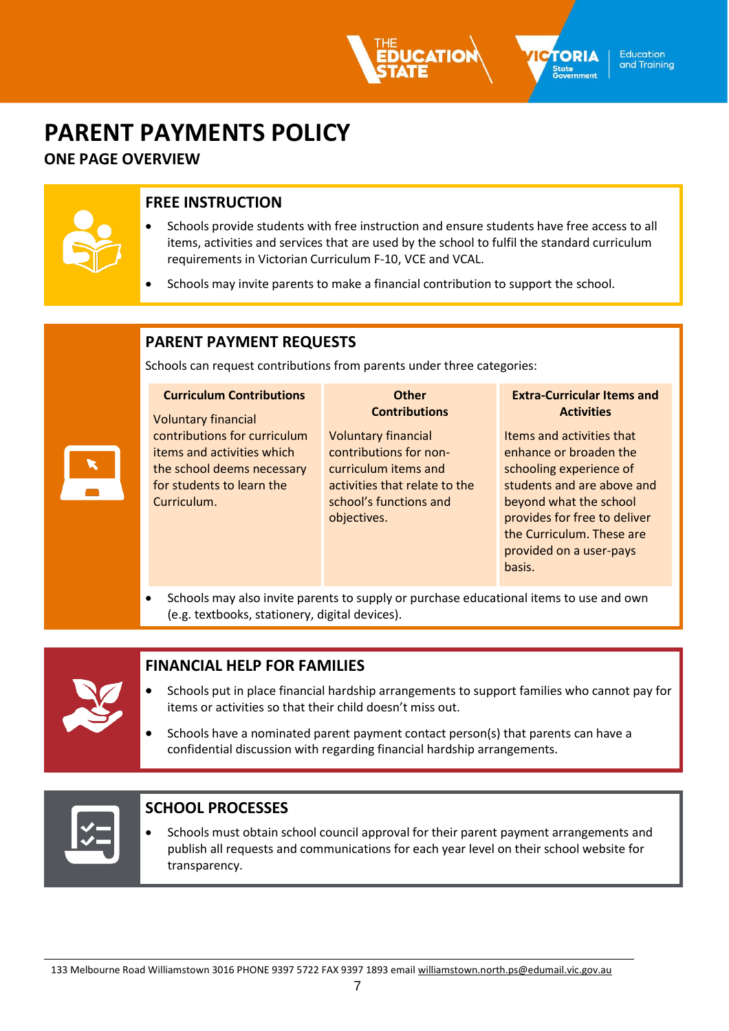# PARENT PAYMENTS POLICY

## ONE PAGE OVERVIEW

### FREE INSTRUCTION

- Schools provide students with free instruction and ensure students have free access to all items, activities and services that are used by the school to fulfil the standard curriculum requirements in Victorian Curriculum F-10, VCE and VCAL.
- Schools may invite parents to make a financial contribution to support the school.

### PARENT PAYMENT REQUESTS

Schools can request contributions from parents under three categories:

| Curriculum Contributions | Other Contributions | Extra-Curricular Items and Activities |
|---|---|---|
| Voluntary financial contributions for curriculum items and activities which the school deems necessary for students to learn the Curriculum. | Voluntary financial contributions for non-curriculum items and activities that relate to the school's functions and objectives. | Items and activities that enhance or broaden the schooling experience of students and are above and beyond what the school provides for free to deliver the Curriculum. These are provided on a user-pays basis. |

- Schools may also invite parents to supply or purchase educational items to use and own (e.g. textbooks, stationery, digital devices).

### FINANCIAL HELP FOR FAMILIES

- Schools put in place financial hardship arrangements to support families who cannot pay for items or activities so that their child doesn't miss out.
- Schools have a nominated parent payment contact person(s) that parents can have a confidential discussion with regarding financial hardship arrangements.

### SCHOOL PROCESSES

- Schools must obtain school council approval for their parent payment arrangements and publish all requests and communications for each year level on their school website for transparency.

133 Melbourne Road Williamstown 3016 PHONE 9397 5722 FAX 9397 1893 email williamstown.north.ps@edumail.vic.gov.au